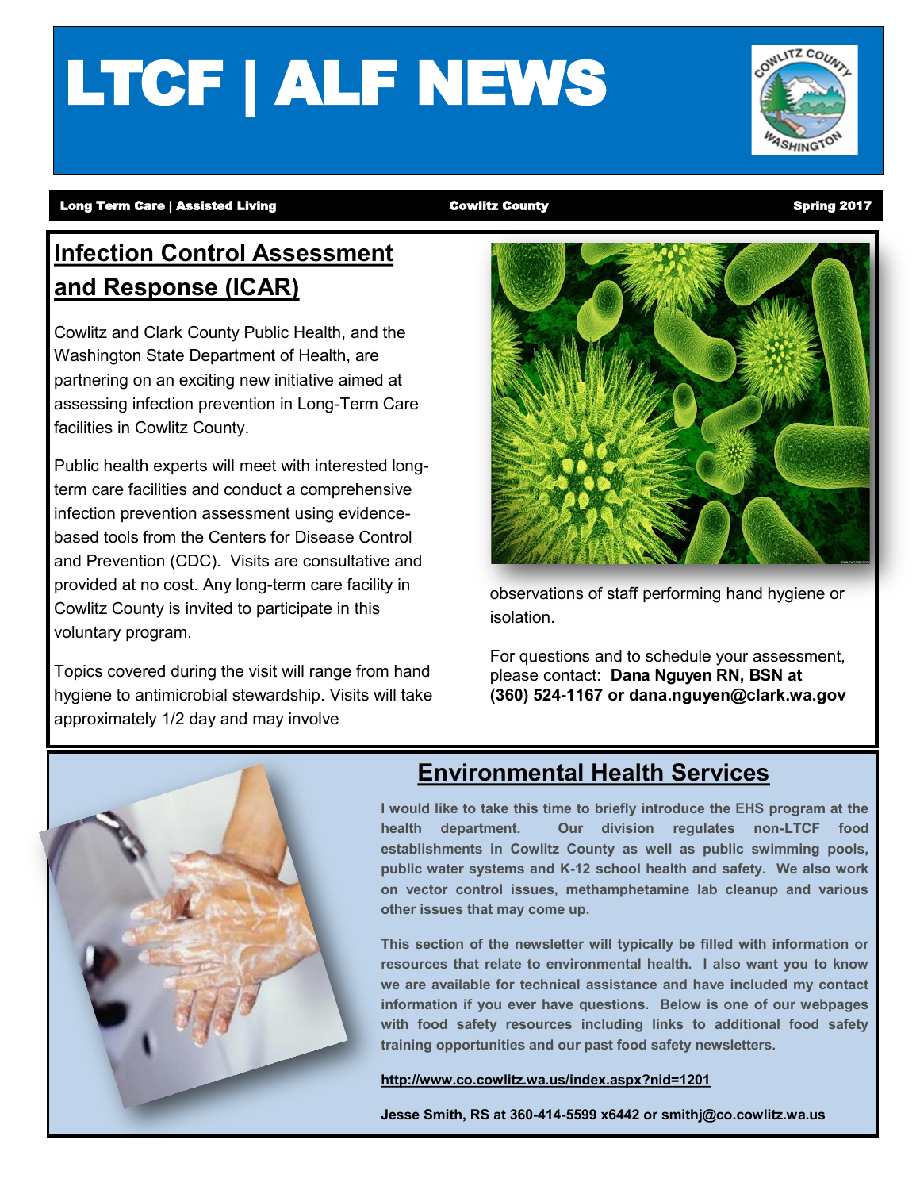# LTCF | ALF NEWS

**Long Term Care | Assisted Living** **Cowlitz County** **Spring 2017**

## Infection Control Assessment and Response (ICAR)

Cowlitz and Clark County Public Health, and the Washington State Department of Health, are partnering on an exciting new initiative aimed at assessing infection prevention in Long-Term Care facilities in Cowlitz County.

Public health experts will meet with interested long-term care facilities and conduct a comprehensive infection prevention assessment using evidence-based tools from the Centers for Disease Control and Prevention (CDC). Visits are consultative and provided at no cost. Any long-term care facility in Cowlitz County is invited to participate in this voluntary program.

Topics covered during the visit will range from hand hygiene to antimicrobial stewardship. Visits will take approximately 1/2 day and may involve observations of staff performing hand hygiene or isolation.

For questions and to schedule your assessment, please contact: **Dana Nguyen RN, BSN at (360) 524-1167 or dana.nguyen@clark.wa.gov**

## Environmental Health Services

**I would like to take this time to briefly introduce the EHS program at the health department. Our division regulates non-LTCF food establishments in Cowlitz County as well as public swimming pools, public water systems and K-12 school health and safety. We also work on vector control issues, methamphetamine lab cleanup and various other issues that may come up.**

**This section of the newsletter will typically be filled with information or resources that relate to environmental health. I also want you to know we are available for technical assistance and have included my contact information if you ever have questions. Below is one of our webpages with food safety resources including links to additional food safety training opportunities and our past food safety newsletters.**

**http://www.co.cowlitz.wa.us/index.aspx?nid=1201**

**Jesse Smith, RS at 360-414-5599 x6442 or smithj@co.cowlitz.wa.us**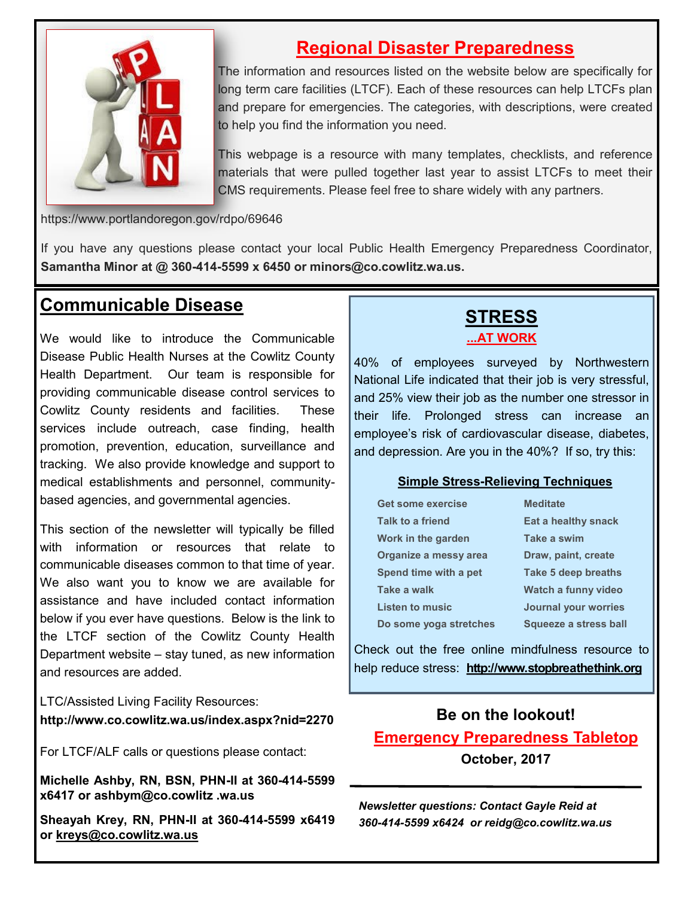## Regional Disaster Preparedness

The information and resources listed on the website below are specifically for long term care facilities (LTCF). Each of these resources can help LTCFs plan and prepare for emergencies. The categories, with descriptions, were created to help you find the information you need.

This webpage is a resource with many templates, checklists, and reference materials that were pulled together last year to assist LTCFs to meet their CMS requirements. Please feel free to share widely with any partners.

https://www.portlandoregon.gov/rdpo/69646

If you have any questions please contact your local Public Health Emergency Preparedness Coordinator, **Samantha Minor at @ 360-414-5599 x 6450 or minors@co.cowlitz.wa.us.**

## Communicable Disease

We would like to introduce the Communicable Disease Public Health Nurses at the Cowlitz County Health Department. Our team is responsible for providing communicable disease control services to Cowlitz County residents and facilities. These services include outreach, case finding, health promotion, prevention, education, surveillance and tracking. We also provide knowledge and support to medical establishments and personnel, community-based agencies, and governmental agencies.

This section of the newsletter will typically be filled with information or resources that relate to communicable diseases common to that time of year. We also want you to know we are available for assistance and have included contact information below if you ever have questions. Below is the link to the LTCF section of the Cowlitz County Health Department website – stay tuned, as new information and resources are added.

LTC/Assisted Living Facility Resources:
**http://www.co.cowlitz.wa.us/index.aspx?nid=2270**

For LTCF/ALF calls or questions please contact:

**Michelle Ashby, RN, BSN, PHN-II at 360-414-5599 x6417 or ashbym@co.cowlitz .wa.us**

**Sheayah Krey, RN, PHN-II at 360-414-5599 x6419 or kreys@co.cowlitz.wa.us**

## STRESS

### ...AT WORK

40% of employees surveyed by Northwestern National Life indicated that their job is very stressful, and 25% view their job as the number one stressor in their life. Prolonged stress can increase an employee's risk of cardiovascular disease, diabetes, and depression. Are you in the 40%? If so, try this:

**Simple Stress-Relieving Techniques**

| | |
|---|---|
| Get some exercise | Meditate |
| Talk to a friend | Eat a healthy snack |
| Work in the garden | Take a swim |
| Organize a messy area | Draw, paint, create |
| Spend time with a pet | Take 5 deep breaths |
| Take a walk | Watch a funny video |
| Listen to music | Journal your worries |
| Do some yoga stretches | Squeeze a stress ball |

Check out the free online mindfulness resource to help reduce stress: **http://www.stopbreathethink.org**

**Be on the lookout!**

**Emergency Preparedness Tabletop**

**October, 2017**

***Newsletter questions: Contact Gayle Reid at 360-414-5599 x6424 or reidg@co.cowlitz.wa.us***